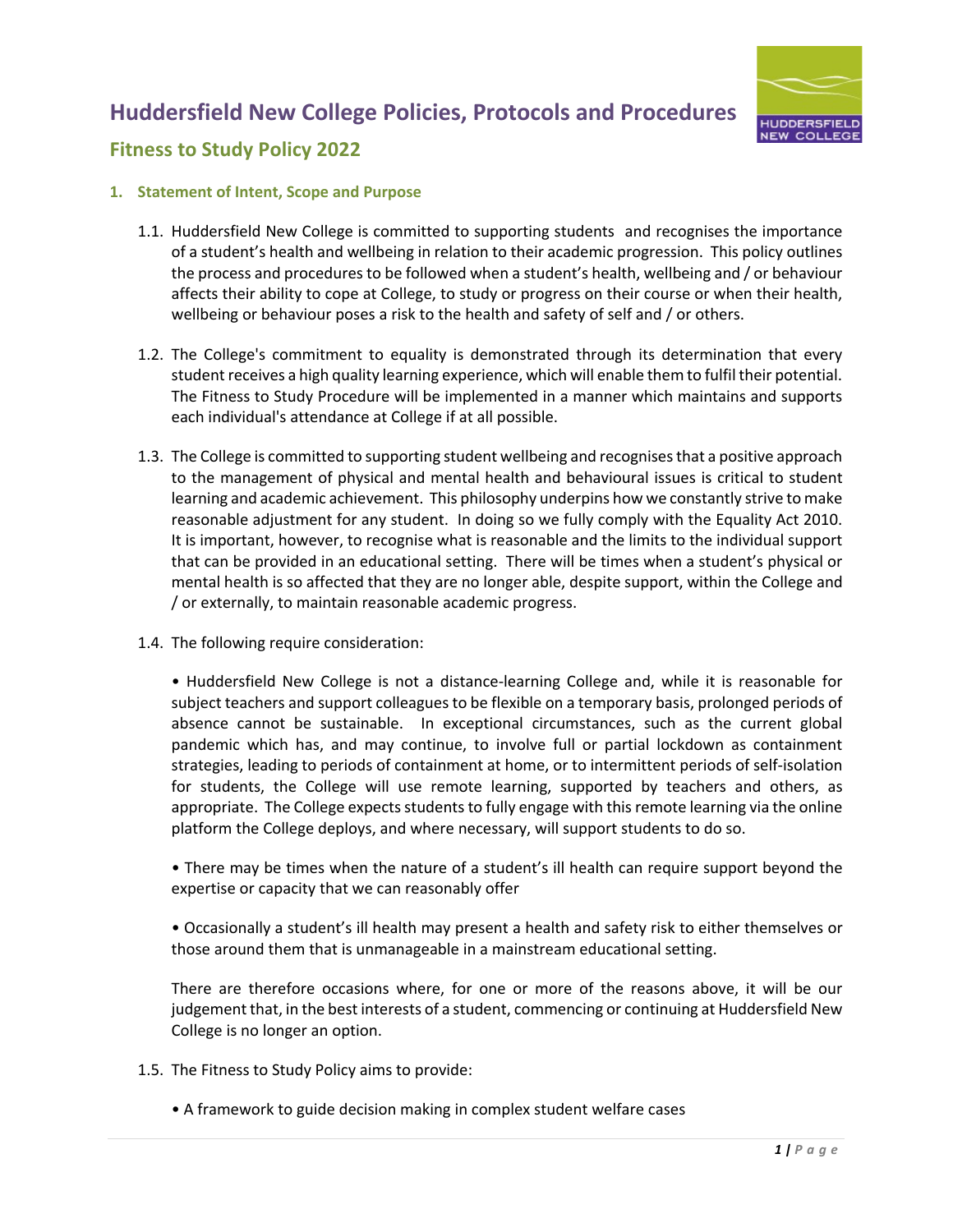# Huddersfield New College Policies, Protocols and Procedures

## Fitness to Study Policy 2022

### 1. Statement of Intent, Scope and Purpose

1.1. Huddersfield New College is committed to supporting students and recognises the importance of a student's health and wellbeing in relation to their academic progression. This policy outlines the process and procedures to be followed when a student's health, wellbeing and / or behaviour affects their ability to cope at College, to study or progress on their course or when their health, wellbeing or behaviour poses a risk to the health and safety of self and / or others.

1.2. The College's commitment to equality is demonstrated through its determination that every student receives a high quality learning experience, which will enable them to fulfil their potential. The Fitness to Study Procedure will be implemented in a manner which maintains and supports each individual's attendance at College if at all possible.

1.3. The College is committed to supporting student wellbeing and recognises that a positive approach to the management of physical and mental health and behavioural issues is critical to student learning and academic achievement. This philosophy underpins how we constantly strive to make reasonable adjustment for any student. In doing so we fully comply with the Equality Act 2010. It is important, however, to recognise what is reasonable and the limits to the individual support that can be provided in an educational setting. There will be times when a student's physical or mental health is so affected that they are no longer able, despite support, within the College and / or externally, to maintain reasonable academic progress.

1.4. The following require consideration:

- Huddersfield New College is not a distance-learning College and, while it is reasonable for subject teachers and support colleagues to be flexible on a temporary basis, prolonged periods of absence cannot be sustainable. In exceptional circumstances, such as the current global pandemic which has, and may continue, to involve full or partial lockdown as containment strategies, leading to periods of containment at home, or to intermittent periods of self-isolation for students, the College will use remote learning, supported by teachers and others, as appropriate. The College expects students to fully engage with this remote learning via the online platform the College deploys, and where necessary, will support students to do so.

- There may be times when the nature of a student's ill health can require support beyond the expertise or capacity that we can reasonably offer

- Occasionally a student's ill health may present a health and safety risk to either themselves or those around them that is unmanageable in a mainstream educational setting.

There are therefore occasions where, for one or more of the reasons above, it will be our judgement that, in the best interests of a student, commencing or continuing at Huddersfield New College is no longer an option.

1.5. The Fitness to Study Policy aims to provide:

- A framework to guide decision making in complex student welfare cases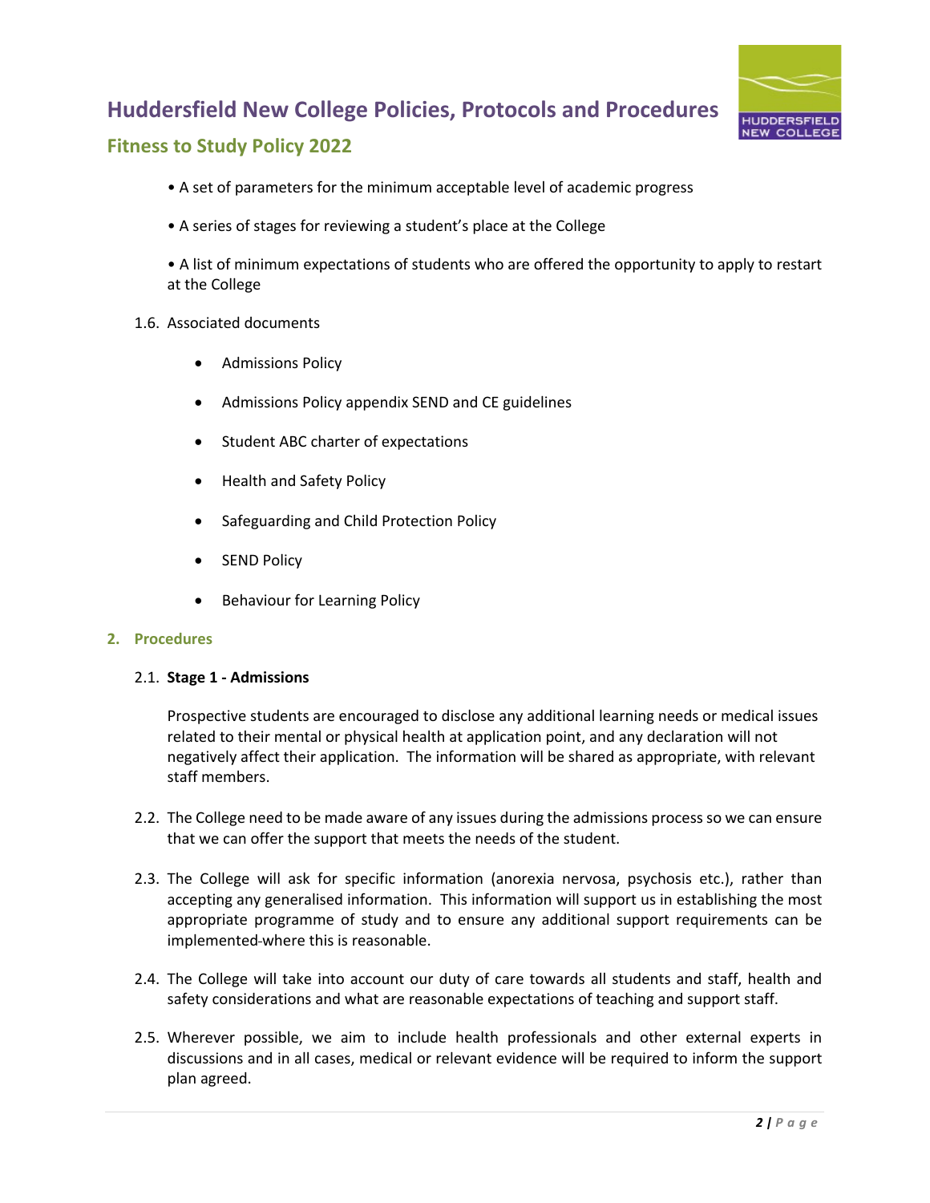• A set of parameters for the minimum acceptable level of academic progress

• A series of stages for reviewing a student's place at the College

• A list of minimum expectations of students who are offered the opportunity to apply to restart at the College

1.6. Associated documents

- Admissions Policy
- Admissions Policy appendix SEND and CE guidelines
- Student ABC charter of expectations
- Health and Safety Policy
- Safeguarding and Child Protection Policy
- SEND Policy
- Behaviour for Learning Policy

## 2. Procedures

2.1. **Stage 1 - Admissions**

Prospective students are encouraged to disclose any additional learning needs or medical issues related to their mental or physical health at application point, and any declaration will not negatively affect their application. The information will be shared as appropriate, with relevant staff members.

2.2. The College need to be made aware of any issues during the admissions process so we can ensure that we can offer the support that meets the needs of the student.

2.3. The College will ask for specific information (anorexia nervosa, psychosis etc.), rather than accepting any generalised information. This information will support us in establishing the most appropriate programme of study and to ensure any additional support requirements can be implemented where this is reasonable.

2.4. The College will take into account our duty of care towards all students and staff, health and safety considerations and what are reasonable expectations of teaching and support staff.

2.5. Wherever possible, we aim to include health professionals and other external experts in discussions and in all cases, medical or relevant evidence will be required to inform the support plan agreed.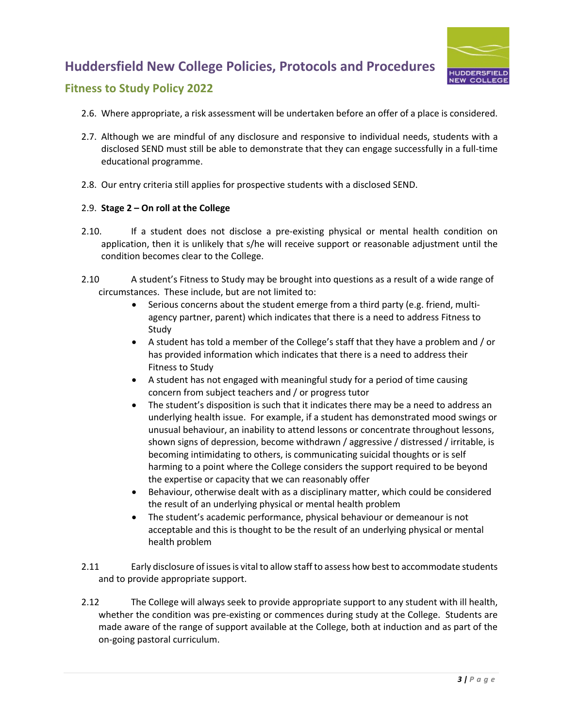2.6. Where appropriate, a risk assessment will be undertaken before an offer of a place is considered.

2.7. Although we are mindful of any disclosure and responsive to individual needs, students with a disclosed SEND must still be able to demonstrate that they can engage successfully in a full-time educational programme.

2.8. Our entry criteria still applies for prospective students with a disclosed SEND.

2.9. **Stage 2 – On roll at the College**

2.10. If a student does not disclose a pre-existing physical or mental health condition on application, then it is unlikely that s/he will receive support or reasonable adjustment until the condition becomes clear to the College.

2.10 A student's Fitness to Study may be brought into questions as a result of a wide range of circumstances. These include, but are not limited to:

- Serious concerns about the student emerge from a third party (e.g. friend, multi-agency partner, parent) which indicates that there is a need to address Fitness to Study
- A student has told a member of the College's staff that they have a problem and / or has provided information which indicates that there is a need to address their Fitness to Study
- A student has not engaged with meaningful study for a period of time causing concern from subject teachers and / or progress tutor
- The student's disposition is such that it indicates there may be a need to address an underlying health issue. For example, if a student has demonstrated mood swings or unusual behaviour, an inability to attend lessons or concentrate throughout lessons, shown signs of depression, become withdrawn / aggressive / distressed / irritable, is becoming intimidating to others, is communicating suicidal thoughts or is self harming to a point where the College considers the support required to be beyond the expertise or capacity that we can reasonably offer
- Behaviour, otherwise dealt with as a disciplinary matter, which could be considered the result of an underlying physical or mental health problem
- The student's academic performance, physical behaviour or demeanour is not acceptable and this is thought to be the result of an underlying physical or mental health problem

2.11 Early disclosure of issues is vital to allow staff to assess how best to accommodate students and to provide appropriate support.

2.12 The College will always seek to provide appropriate support to any student with ill health, whether the condition was pre-existing or commences during study at the College. Students are made aware of the range of support available at the College, both at induction and as part of the on-going pastoral curriculum.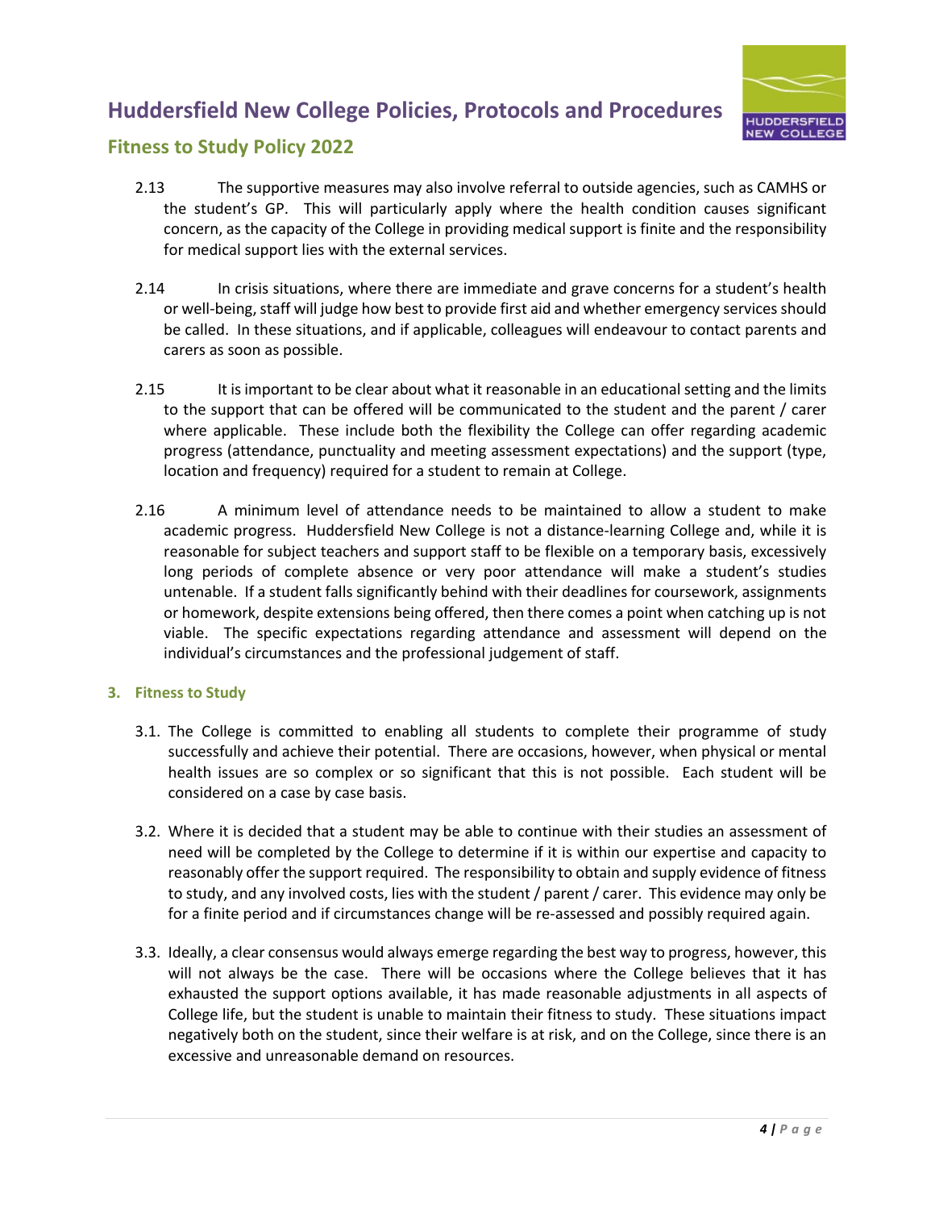2.13 The supportive measures may also involve referral to outside agencies, such as CAMHS or the student's GP. This will particularly apply where the health condition causes significant concern, as the capacity of the College in providing medical support is finite and the responsibility for medical support lies with the external services.

2.14 In crisis situations, where there are immediate and grave concerns for a student's health or well-being, staff will judge how best to provide first aid and whether emergency services should be called. In these situations, and if applicable, colleagues will endeavour to contact parents and carers as soon as possible.

2.15 It is important to be clear about what it reasonable in an educational setting and the limits to the support that can be offered will be communicated to the student and the parent / carer where applicable. These include both the flexibility the College can offer regarding academic progress (attendance, punctuality and meeting assessment expectations) and the support (type, location and frequency) required for a student to remain at College.

2.16 A minimum level of attendance needs to be maintained to allow a student to make academic progress. Huddersfield New College is not a distance-learning College and, while it is reasonable for subject teachers and support staff to be flexible on a temporary basis, excessively long periods of complete absence or very poor attendance will make a student's studies untenable. If a student falls significantly behind with their deadlines for coursework, assignments or homework, despite extensions being offered, then there comes a point when catching up is not viable. The specific expectations regarding attendance and assessment will depend on the individual's circumstances and the professional judgement of staff.

## 3. Fitness to Study

3.1. The College is committed to enabling all students to complete their programme of study successfully and achieve their potential. There are occasions, however, when physical or mental health issues are so complex or so significant that this is not possible. Each student will be considered on a case by case basis.

3.2. Where it is decided that a student may be able to continue with their studies an assessment of need will be completed by the College to determine if it is within our expertise and capacity to reasonably offer the support required. The responsibility to obtain and supply evidence of fitness to study, and any involved costs, lies with the student / parent / carer. This evidence may only be for a finite period and if circumstances change will be re-assessed and possibly required again.

3.3. Ideally, a clear consensus would always emerge regarding the best way to progress, however, this will not always be the case. There will be occasions where the College believes that it has exhausted the support options available, it has made reasonable adjustments in all aspects of College life, but the student is unable to maintain their fitness to study. These situations impact negatively both on the student, since their welfare is at risk, and on the College, since there is an excessive and unreasonable demand on resources.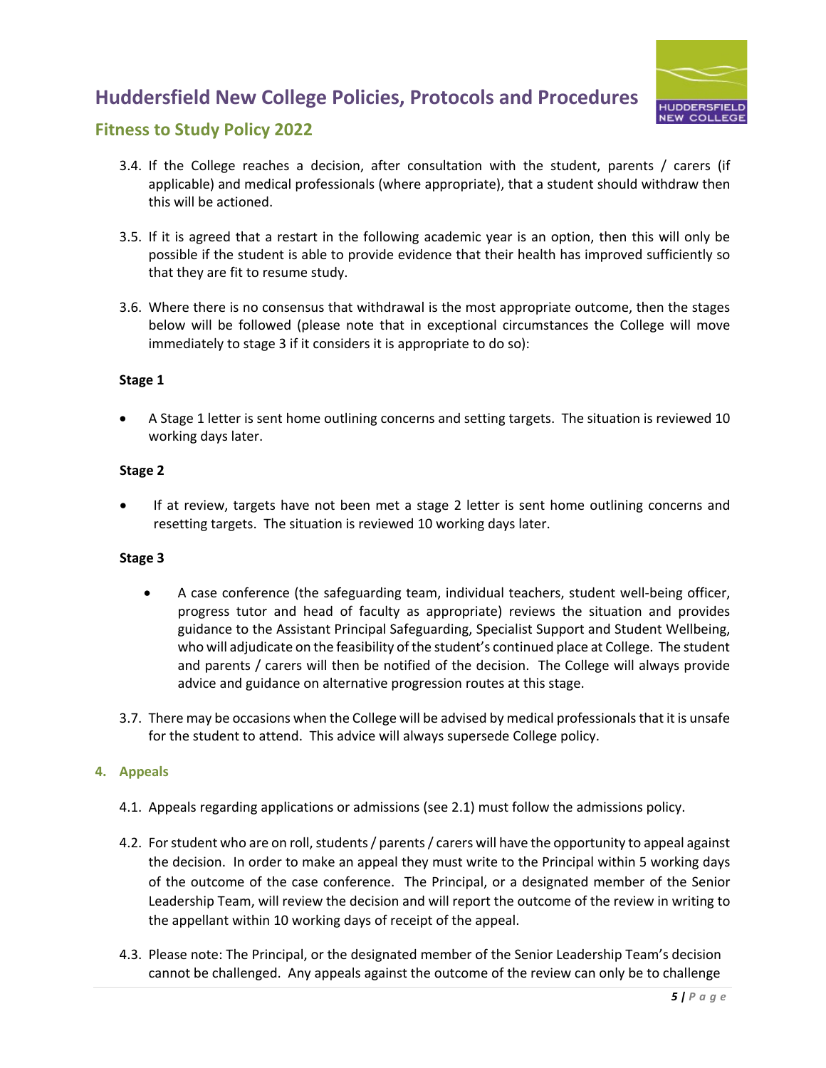3.4. If the College reaches a decision, after consultation with the student, parents / carers (if applicable) and medical professionals (where appropriate), that a student should withdraw then this will be actioned.

3.5. If it is agreed that a restart in the following academic year is an option, then this will only be possible if the student is able to provide evidence that their health has improved sufficiently so that they are fit to resume study.

3.6. Where there is no consensus that withdrawal is the most appropriate outcome, then the stages below will be followed (please note that in exceptional circumstances the College will move immediately to stage 3 if it considers it is appropriate to do so):

**Stage 1**

- A Stage 1 letter is sent home outlining concerns and setting targets. The situation is reviewed 10 working days later.

**Stage 2**

- If at review, targets have not been met a stage 2 letter is sent home outlining concerns and resetting targets. The situation is reviewed 10 working days later.

**Stage 3**

- A case conference (the safeguarding team, individual teachers, student well-being officer, progress tutor and head of faculty as appropriate) reviews the situation and provides guidance to the Assistant Principal Safeguarding, Specialist Support and Student Wellbeing, who will adjudicate on the feasibility of the student's continued place at College. The student and parents / carers will then be notified of the decision. The College will always provide advice and guidance on alternative progression routes at this stage.

3.7. There may be occasions when the College will be advised by medical professionals that it is unsafe for the student to attend. This advice will always supersede College policy.

## 4. Appeals

4.1. Appeals regarding applications or admissions (see 2.1) must follow the admissions policy.

4.2. For student who are on roll, students / parents / carers will have the opportunity to appeal against the decision. In order to make an appeal they must write to the Principal within 5 working days of the outcome of the case conference. The Principal, or a designated member of the Senior Leadership Team, will review the decision and will report the outcome of the review in writing to the appellant within 10 working days of receipt of the appeal.

4.3. Please note: The Principal, or the designated member of the Senior Leadership Team's decision cannot be challenged. Any appeals against the outcome of the review can only be to challenge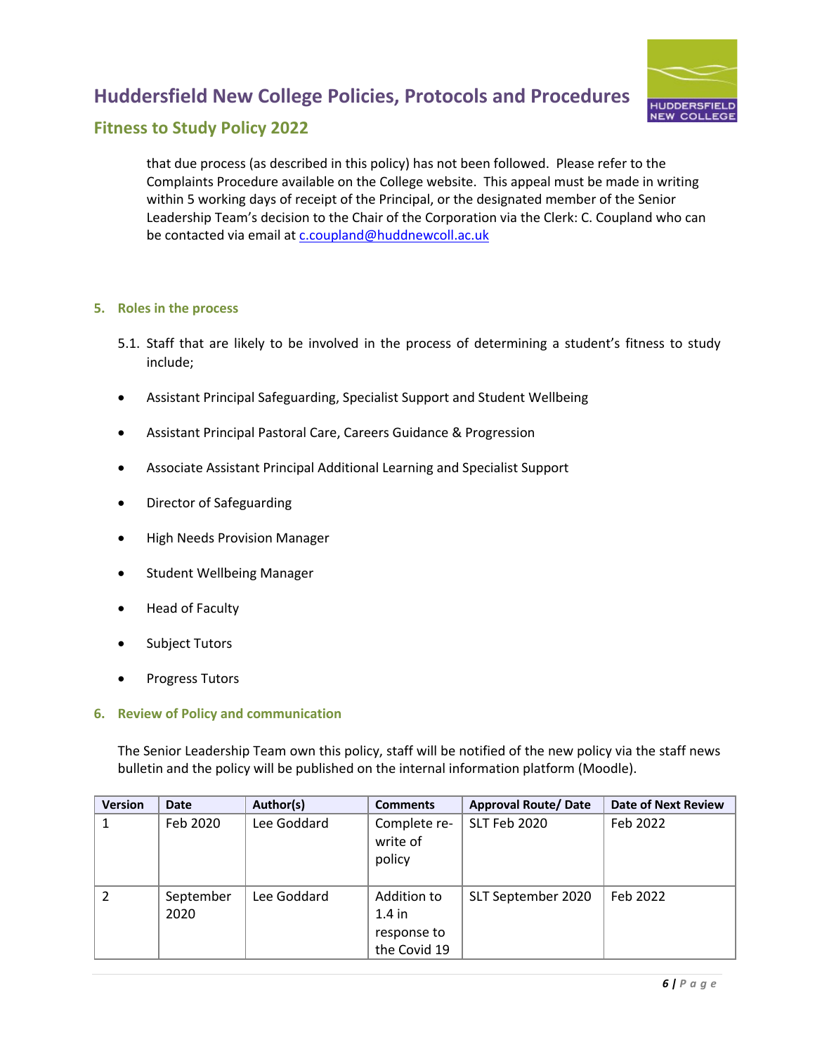that due process (as described in this policy) has not been followed. Please refer to the Complaints Procedure available on the College website. This appeal must be made in writing within 5 working days of receipt of the Principal, or the designated member of the Senior Leadership Team's decision to the Chair of the Corporation via the Clerk: C. Coupland who can be contacted via email at c.coupland@huddnewcoll.ac.uk

## 5. Roles in the process

5.1. Staff that are likely to be involved in the process of determining a student's fitness to study include;

- Assistant Principal Safeguarding, Specialist Support and Student Wellbeing
- Assistant Principal Pastoral Care, Careers Guidance & Progression
- Associate Assistant Principal Additional Learning and Specialist Support
- Director of Safeguarding
- High Needs Provision Manager
- Student Wellbeing Manager
- Head of Faculty
- Subject Tutors
- Progress Tutors

## 6. Review of Policy and communication

The Senior Leadership Team own this policy, staff will be notified of the new policy via the staff news bulletin and the policy will be published on the internal information platform (Moodle).

| Version | Date | Author(s) | Comments | Approval Route/ Date | Date of Next Review |
|---|---|---|---|---|---|
| 1 | Feb 2020 | Lee Goddard | Complete re-write of policy | SLT Feb 2020 | Feb 2022 |
| 2 | September 2020 | Lee Goddard | Addition to 1.4 in response to the Covid 19 | SLT September 2020 | Feb 2022 |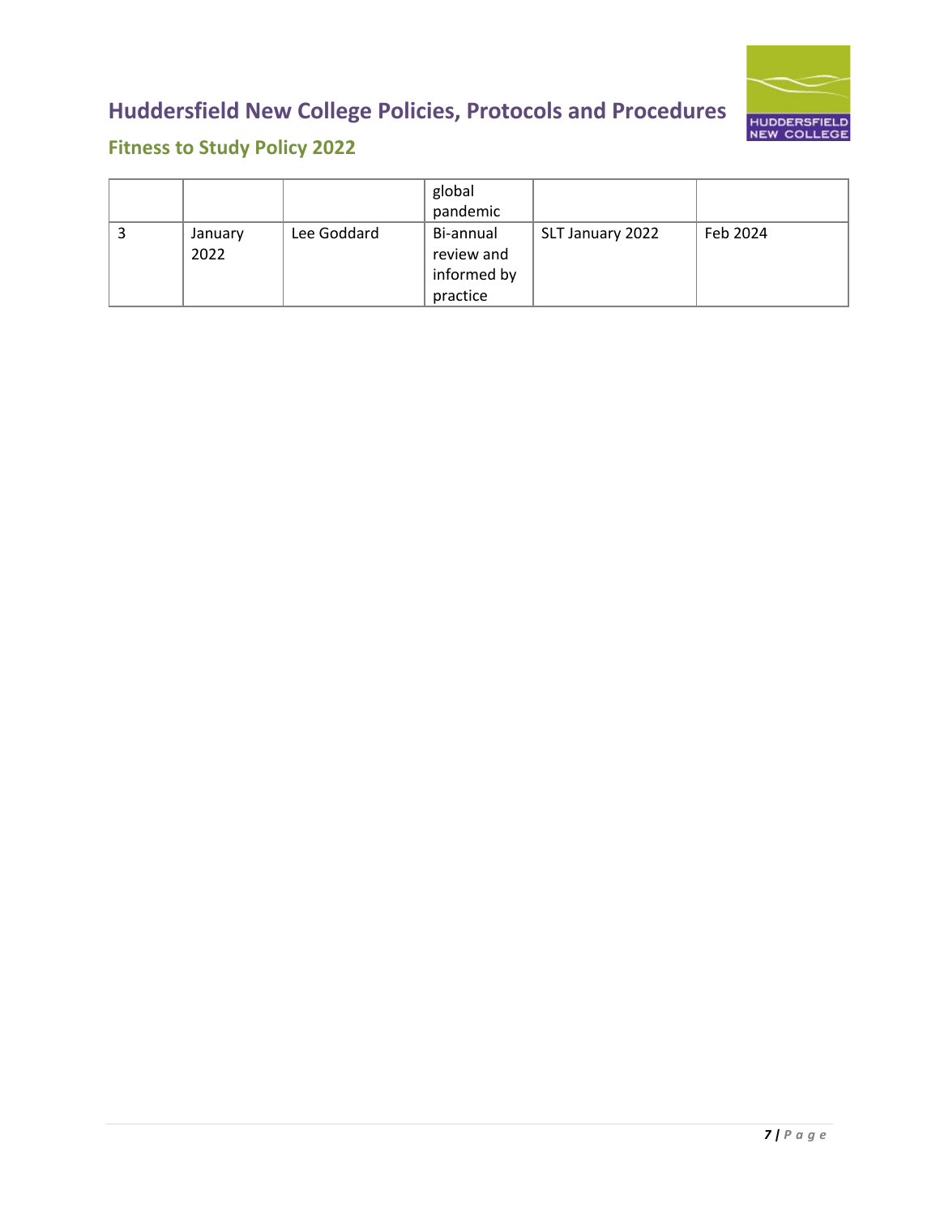|  |  |  | global pandemic |  |  |
|---|---|---|---|---|---|
| 3 | January 2022 | Lee Goddard | Bi-annual review and informed by practice | SLT January 2022 | Feb 2024 |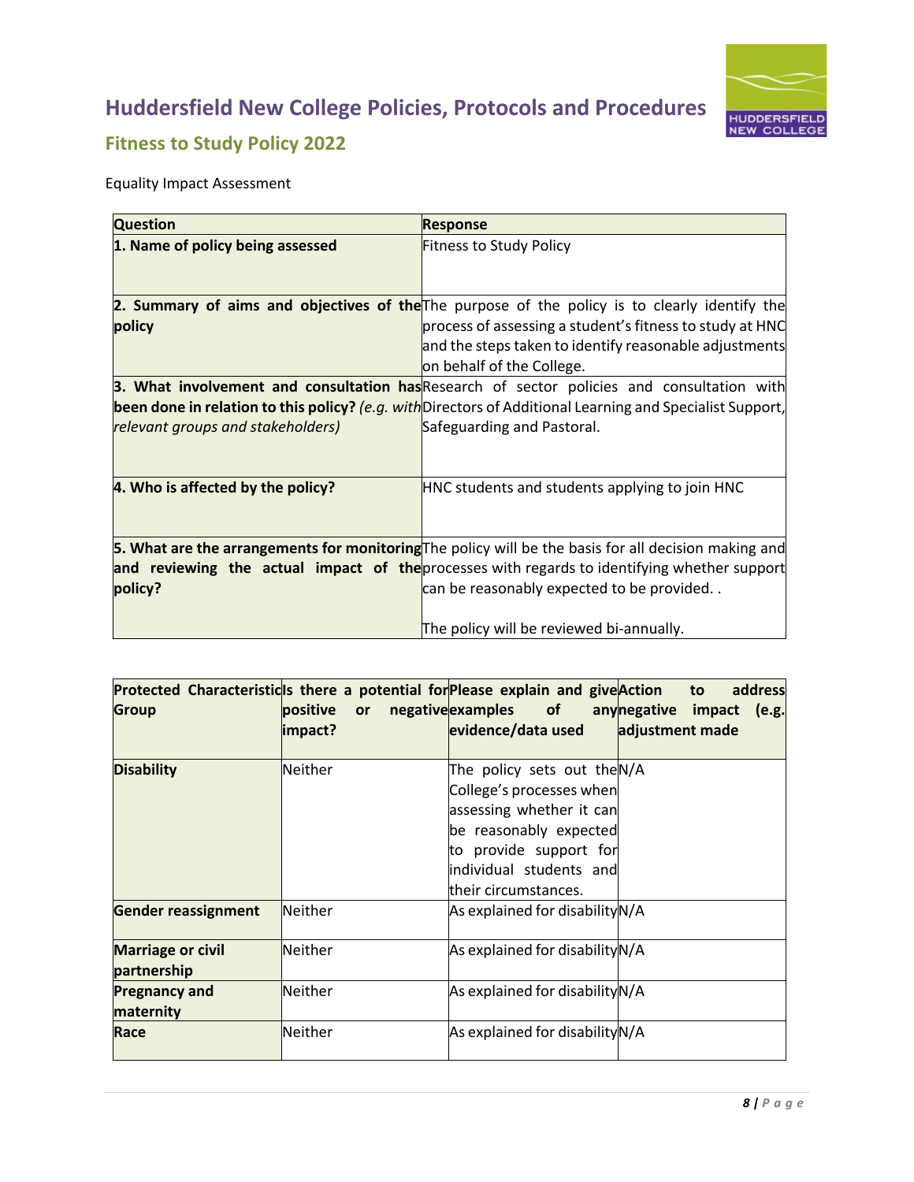# Huddersfield New College Policies, Protocols and Procedures

## Fitness to Study Policy 2022

Equality Impact Assessment

| Question | Response |
|---|---|
| **1. Name of policy being assessed** | Fitness to Study Policy |
| **2. Summary of aims and objectives of the policy** | The purpose of the policy is to clearly identify the process of assessing a student's fitness to study at HNC and the steps taken to identify reasonable adjustments on behalf of the College. |
| **3. What involvement and consultation has been done in relation to this policy?** *(e.g. with relevant groups and stakeholders)* | Research of sector policies and consultation with Directors of Additional Learning and Specialist Support, Safeguarding and Pastoral. |
| **4. Who is affected by the policy?** | HNC students and students applying to join HNC |
| **5. What are the arrangements for monitoring and reviewing the actual impact of the policy?** | The policy will be the basis for all decision making and processes with regards to identifying whether support can be reasonably expected to be provided. .<br><br>The policy will be reviewed bi-annually. |

| Protected Characteristic Group | Is there a potential for positive or negative impact? | Please explain and give examples of any evidence/data used | Action to address negative impact (e.g. adjustment made |
|---|---|---|---|
| **Disability** | Neither | The policy sets out the College's processes when assessing whether it can be reasonably expected to provide support for individual students and their circumstances. | N/A |
| **Gender reassignment** | Neither | As explained for disability | N/A |
| **Marriage or civil partnership** | Neither | As explained for disability | N/A |
| **Pregnancy and maternity** | Neither | As explained for disability | N/A |
| **Race** | Neither | As explained for disability | N/A |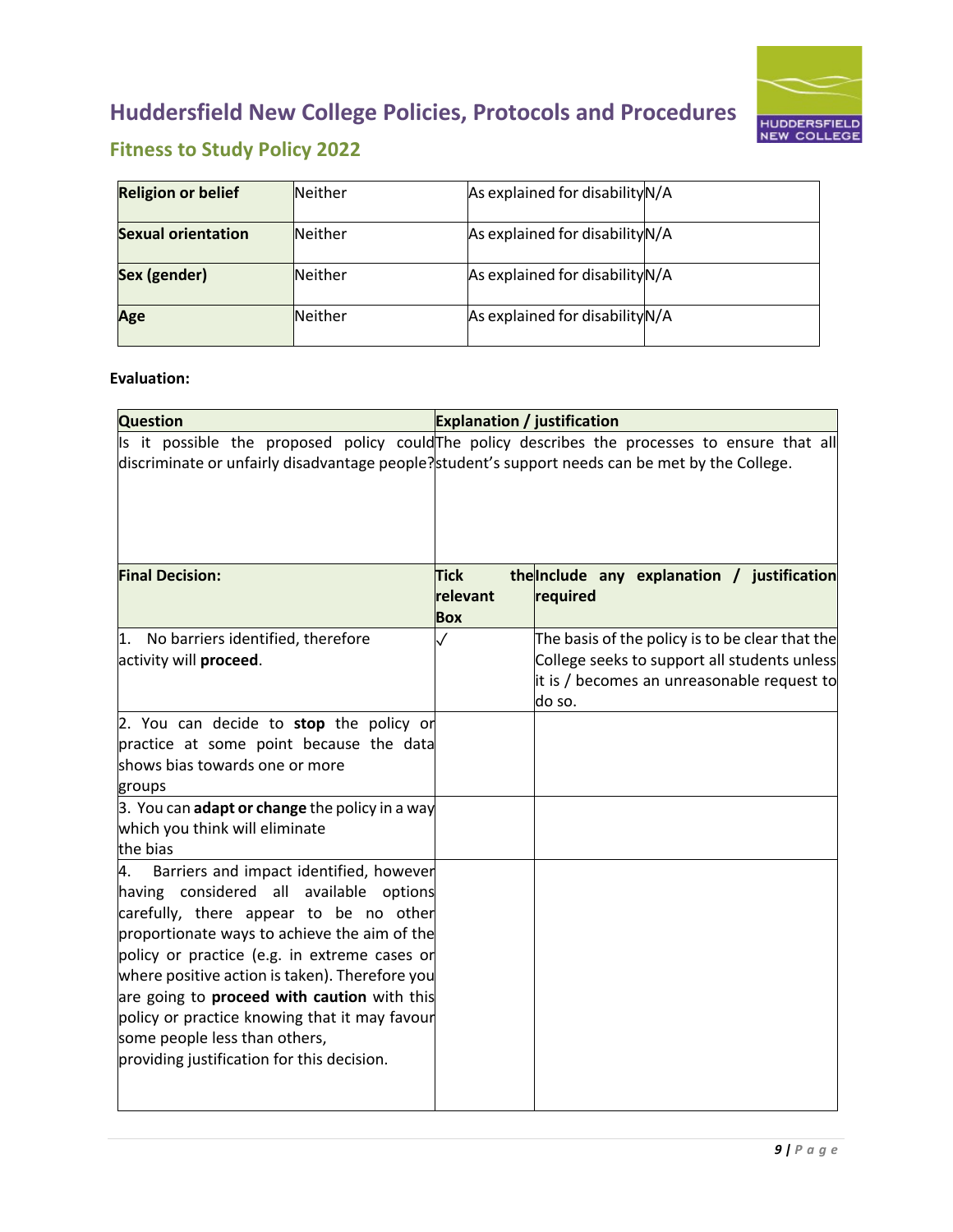| Religion or belief | Neither | As explained for disability | N/A |
|---|---|---|---|
| Sexual orientation | Neither | As explained for disability | N/A |
| Sex (gender) | Neither | As explained for disability | N/A |
| Age | Neither | As explained for disability | N/A |

**Evaluation:**

| Question | Explanation / justification | |
|---|---|---|
| Is it possible the proposed policy could discriminate or unfairly disadvantage people? | The policy describes the processes to ensure that all student's support needs can be met by the College. | |
| **Final Decision:** | **Tick the relevant Box** | **Include any explanation / justification required** |
| 1. No barriers identified, therefore activity will **proceed**. | ✓ | The basis of the policy is to be clear that the College seeks to support all students unless it is / becomes an unreasonable request to do so. |
| 2. You can decide to **stop** the policy or practice at some point because the data shows bias towards one or more groups | | |
| 3. You can **adapt or change** the policy in a way which you think will eliminate the bias | | |
| 4. Barriers and impact identified, however having considered all available options carefully, there appear to be no other proportionate ways to achieve the aim of the policy or practice (e.g. in extreme cases or where positive action is taken). Therefore you are going to **proceed with caution** with this policy or practice knowing that it may favour some people less than others, providing justification for this decision. | | |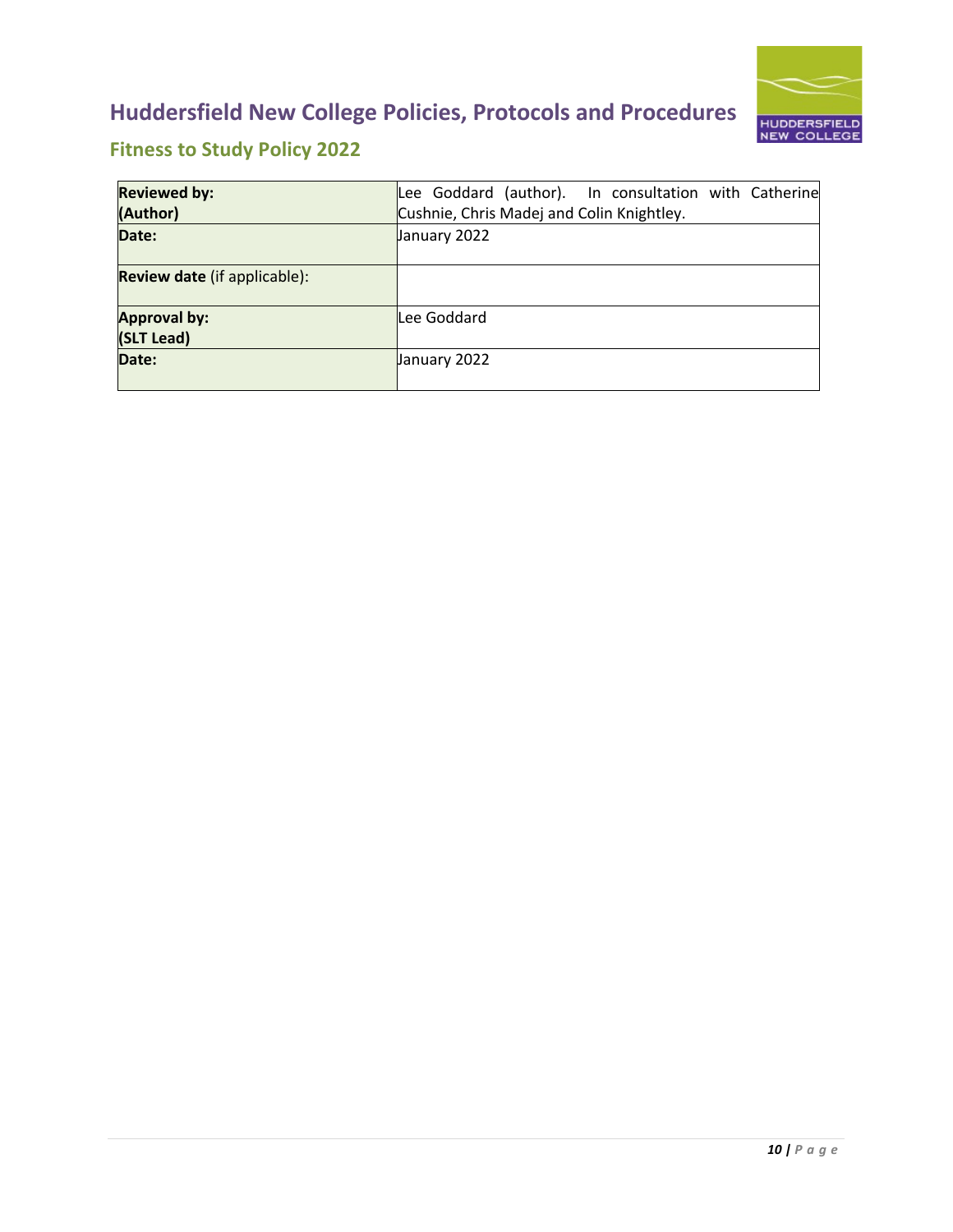# Huddersfield New College Policies, Protocols and Procedures

## Fitness to Study Policy 2022

| | |
|---|---|
| **Reviewed by:** **(Author)** | Lee Goddard (author). In consultation with Catherine Cushnie, Chris Madej and Colin Knightley. |
| **Date:** | January 2022 |
| **Review date** (if applicable): | |
| **Approval by:** **(SLT Lead)** | Lee Goddard |
| **Date:** | January 2022 |